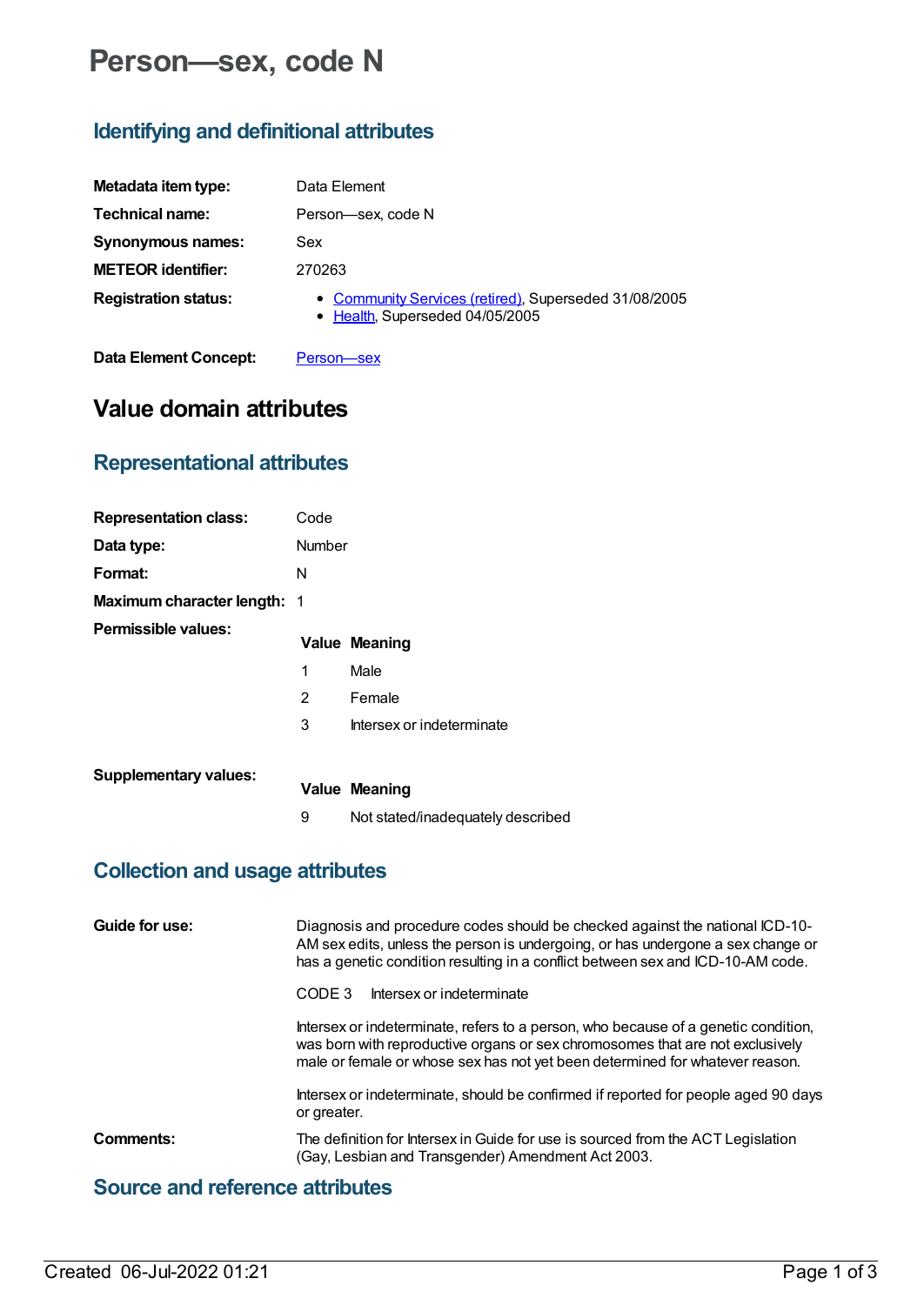# Person—sex, code N

## Identifying and definitional attributes

| | |
|---|---|
| **Metadata item type:** | Data Element |
| **Technical name:** | Person—sex, code N |
| **Synonymous names:** | Sex |
| **METEOR identifier:** | 270263 |
| **Registration status:** | • Community Services (retired), Superseded 31/08/2005<br>• Health, Superseded 04/05/2005 |
| **Data Element Concept:** | Person—sex |

# Value domain attributes

## Representational attributes

| | |
|---|---|
| **Representation class:** | Code |
| **Data type:** | Number |
| **Format:** | N |
| **Maximum character length:** | 1 |

**Permissible values:**

| Value | Meaning |
|---|---|
| 1 | Male |
| 2 | Female |
| 3 | Intersex or indeterminate |

**Supplementary values:**

| Value | Meaning |
|---|---|
| 9 | Not stated/inadequately described |

## Collection and usage attributes

**Guide for use:**

Diagnosis and procedure codes should be checked against the national ICD-10-AM sex edits, unless the person is undergoing, or has undergone a sex change or has a genetic condition resulting in a conflict between sex and ICD-10-AM code.

CODE 3 Intersex or indeterminate

Intersex or indeterminate, refers to a person, who because of a genetic condition, was born with reproductive organs or sex chromosomes that are not exclusively male or female or whose sex has not yet been determined for whatever reason.

Intersex or indeterminate, should be confirmed if reported for people aged 90 days or greater.

**Comments:**

The definition for Intersex in Guide for use is sourced from the ACT Legislation (Gay, Lesbian and Transgender) Amendment Act 2003.

## Source and reference attributes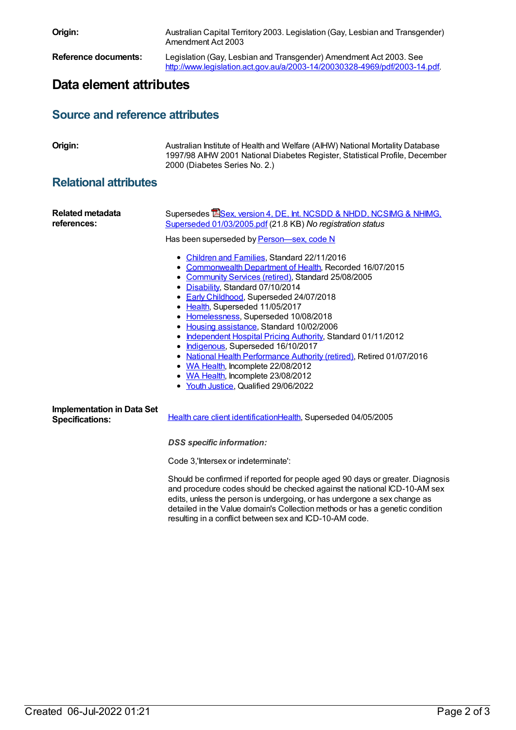**Origin:** Australian Capital Territory 2003. Legislation (Gay, Lesbian and Transgender) Amendment Act 2003

**Reference documents:** Legislation (Gay, Lesbian and Transgender) Amendment Act 2003. See http://www.legislation.act.gov.au/a/2003-14/20030328-4969/pdf/2003-14.pdf.

# Data element attributes

## Source and reference attributes

**Origin:** Australian Institute of Health and Welfare (AIHW) National Mortality Database 1997/98 AIHW 2001 National Diabetes Register, Statistical Profile, December 2000 (Diabetes Series No. 2.)

## Relational attributes

**Related metadata references:**

Supersedes Sex, version 4, DE, Int. NCSDD & NHDD, NCSIMG & NHIMG, Superseded 01/03/2005.pdf (21.8 KB) *No registration status*

Has been superseded by Person—sex, code N

- Children and Families, Standard 22/11/2016
- Commonwealth Department of Health, Recorded 16/07/2015
- Community Services (retired), Standard 25/08/2005
- Disability, Standard 07/10/2014
- Early Childhood, Superseded 24/07/2018
- Health, Superseded 11/05/2017
- Homelessness, Superseded 10/08/2018
- Housing assistance, Standard 10/02/2006
- Independent Hospital Pricing Authority, Standard 01/11/2012
- Indigenous, Superseded 16/10/2017
- National Health Performance Authority (retired), Retired 01/07/2016
- WA Health, Incomplete 22/08/2012
- WA Health, Incomplete 23/08/2012
- Youth Justice, Qualified 29/06/2022

**Implementation in Data Set Specifications:**

Health care client identificationHealth, Superseded 04/05/2005

***DSS specific information:***

Code 3,'Intersex or indeterminate':

Should be confirmed if reported for people aged 90 days or greater. Diagnosis and procedure codes should be checked against the national ICD-10-AM sex edits, unless the person is undergoing, or has undergone a sex change as detailed in the Value domain's Collection methods or has a genetic condition resulting in a conflict between sex and ICD-10-AM code.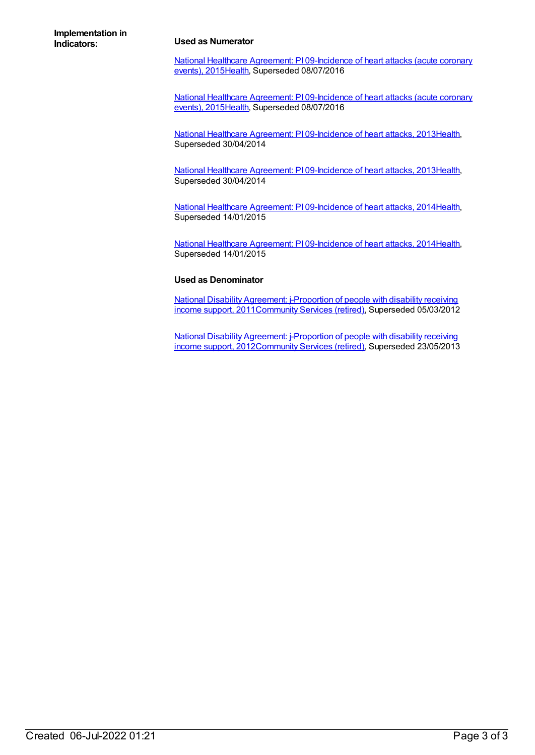**Implementation in Indicators:**

**Used as Numerator**

National Healthcare Agreement: PI 09-Incidence of heart attacks (acute coronary events), 2015Health, Superseded 08/07/2016

National Healthcare Agreement: PI 09-Incidence of heart attacks (acute coronary events), 2015Health, Superseded 08/07/2016

National Healthcare Agreement: PI 09-Incidence of heart attacks, 2013Health, Superseded 30/04/2014

National Healthcare Agreement: PI 09-Incidence of heart attacks, 2013Health, Superseded 30/04/2014

National Healthcare Agreement: PI 09-Incidence of heart attacks, 2014Health, Superseded 14/01/2015

National Healthcare Agreement: PI 09-Incidence of heart attacks, 2014Health, Superseded 14/01/2015

**Used as Denominator**

National Disability Agreement: j-Proportion of people with disability receiving income support, 2011Community Services (retired), Superseded 05/03/2012

National Disability Agreement: j-Proportion of people with disability receiving income support, 2012Community Services (retired), Superseded 23/05/2013